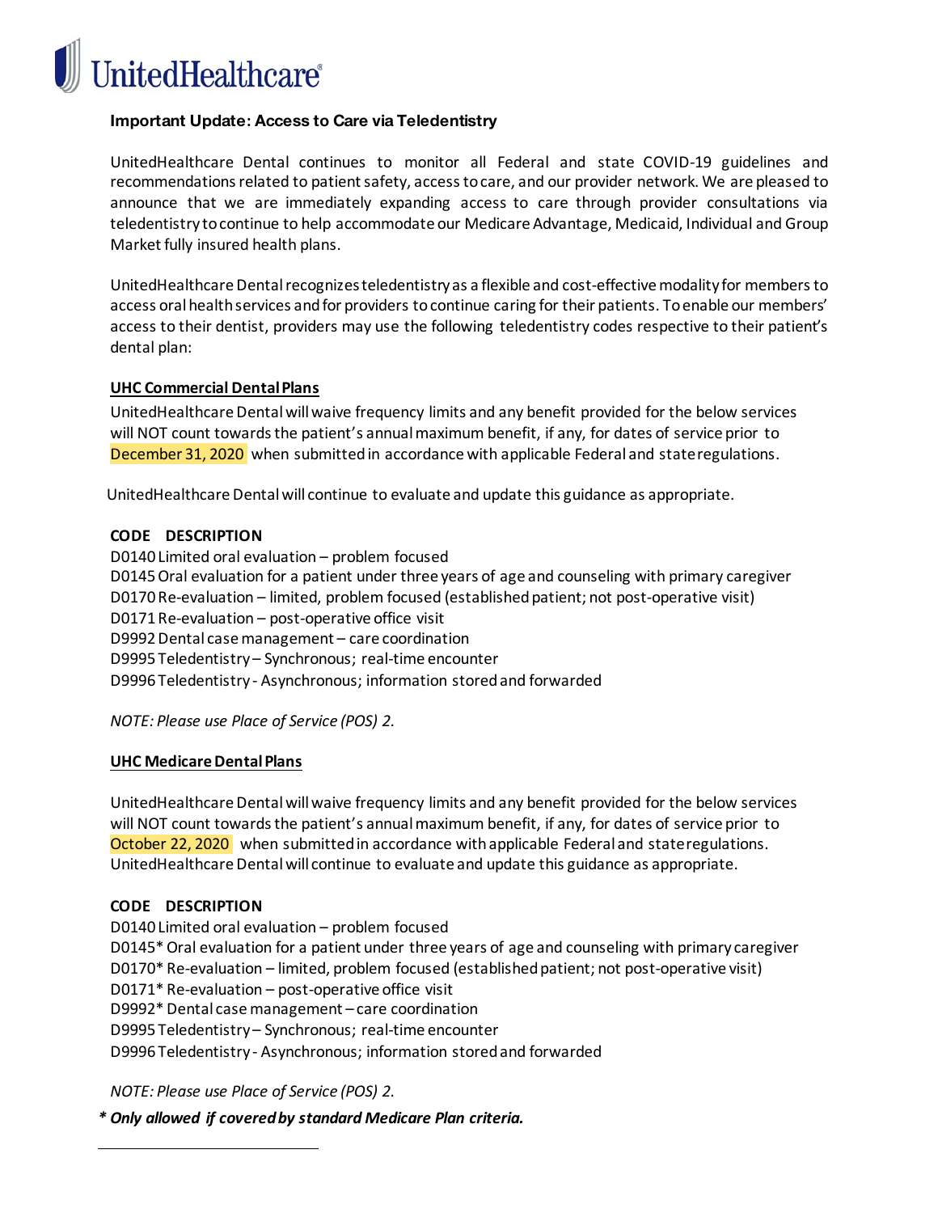UnitedHealthcare®

**Important Update: Access to Care via Teledentistry**

UnitedHealthcare Dental continues to monitor all Federal and state COVID-19 guidelines and recommendations related to patient safety, access to care, and our provider network. We are pleased to announce that we are immediately expanding access to care through provider consultations via teledentistry to continue to help accommodate our Medicare Advantage, Medicaid, Individual and Group Market fully insured health plans.

UnitedHealthcare Dental recognizes teledentistry as a flexible and cost-effective modality for members to access oral health services and for providers to continue caring for their patients. To enable our members' access to their dentist, providers may use the following teledentistry codes respective to their patient's dental plan:

**UHC Commercial Dental Plans**

UnitedHealthcare Dental will waive frequency limits and any benefit provided for the below services will NOT count towards the patient's annual maximum benefit, if any, for dates of service prior to December 31, 2020 when submitted in accordance with applicable Federal and state regulations.

UnitedHealthcare Dental will continue to evaluate and update this guidance as appropriate.

| CODE | DESCRIPTION |
|---|---|
| D0140 | Limited oral evaluation – problem focused |
| D0145 | Oral evaluation for a patient under three years of age and counseling with primary caregiver |
| D0170 | Re-evaluation – limited, problem focused (established patient; not post-operative visit) |
| D0171 | Re-evaluation – post-operative office visit |
| D9992 | Dental case management – care coordination |
| D9995 | Teledentistry – Synchronous; real-time encounter |
| D9996 | Teledentistry - Asynchronous; information stored and forwarded |

*NOTE: Please use Place of Service (POS) 2.*

**UHC Medicare Dental Plans**

UnitedHealthcare Dental will waive frequency limits and any benefit provided for the below services will NOT count towards the patient's annual maximum benefit, if any, for dates of service prior to October 22, 2020 when submitted in accordance with applicable Federal and state regulations. UnitedHealthcare Dental will continue to evaluate and update this guidance as appropriate.

| CODE | DESCRIPTION |
|---|---|
| D0140 | Limited oral evaluation – problem focused |
| D0145* | Oral evaluation for a patient under three years of age and counseling with primary caregiver |
| D0170* | Re-evaluation – limited, problem focused (established patient; not post-operative visit) |
| D0171* | Re-evaluation – post-operative office visit |
| D9992* | Dental case management – care coordination |
| D9995 | Teledentistry – Synchronous; real-time encounter |
| D9996 | Teledentistry - Asynchronous; information stored and forwarded |

*NOTE: Please use Place of Service (POS) 2.*

***Only allowed if covered by standard Medicare Plan criteria.**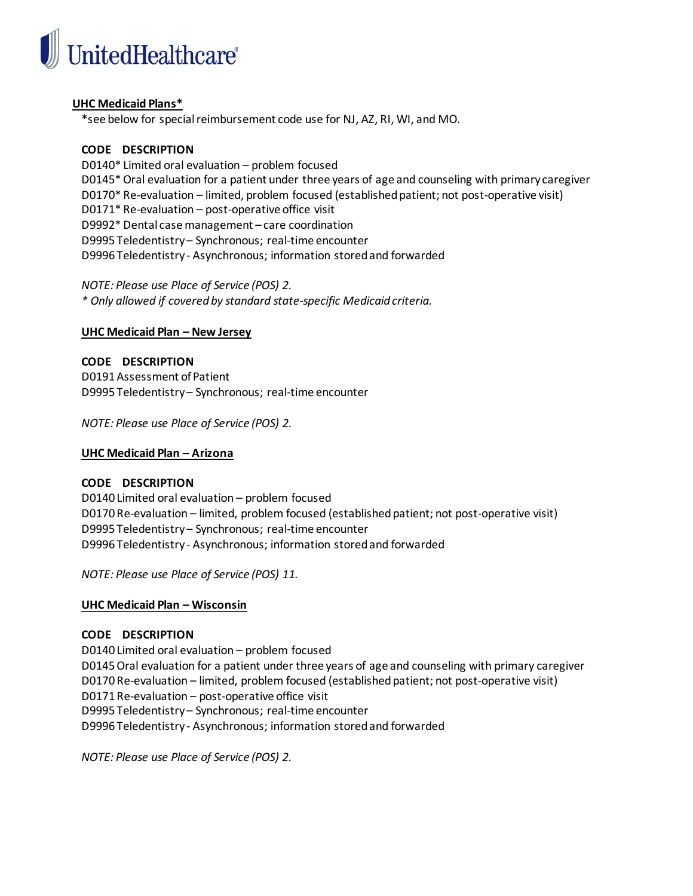UnitedHealthcare

**UHC Medicaid Plans***

*see below for special reimbursement code use for NJ, AZ, RI, WI, and MO.

**CODE DESCRIPTION**

D0140* Limited oral evaluation – problem focused
D0145* Oral evaluation for a patient under three years of age and counseling with primary caregiver
D0170* Re-evaluation – limited, problem focused (established patient; not post-operative visit)
D0171* Re-evaluation – post-operative office visit
D9992* Dental case management – care coordination
D9995 Teledentistry – Synchronous; real-time encounter
D9996 Teledentistry - Asynchronous; information stored and forwarded

*NOTE: Please use Place of Service (POS) 2.*
*\* Only allowed if covered by standard state-specific Medicaid criteria.*

**UHC Medicaid Plan – New Jersey**

**CODE DESCRIPTION**

D0191 Assessment of Patient
D9995 Teledentistry – Synchronous; real-time encounter

*NOTE: Please use Place of Service (POS) 2.*

**UHC Medicaid Plan – Arizona**

**CODE DESCRIPTION**

D0140 Limited oral evaluation – problem focused
D0170 Re-evaluation – limited, problem focused (established patient; not post-operative visit)
D9995 Teledentistry – Synchronous; real-time encounter
D9996 Teledentistry - Asynchronous; information stored and forwarded

*NOTE: Please use Place of Service (POS) 11.*

**UHC Medicaid Plan – Wisconsin**

**CODE DESCRIPTION**

D0140 Limited oral evaluation – problem focused
D0145 Oral evaluation for a patient under three years of age and counseling with primary caregiver
D0170 Re-evaluation – limited, problem focused (established patient; not post-operative visit)
D0171 Re-evaluation – post-operative office visit
D9995 Teledentistry – Synchronous; real-time encounter
D9996 Teledentistry - Asynchronous; information stored and forwarded

*NOTE: Please use Place of Service (POS) 2.*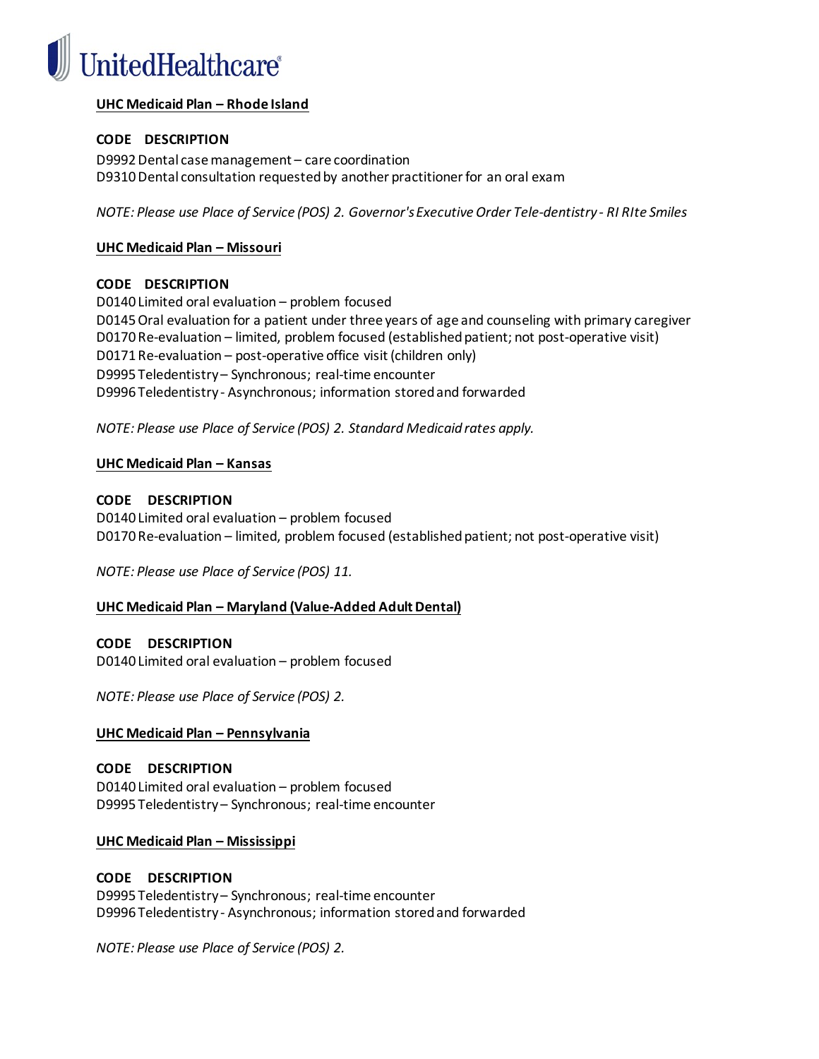**UHC Medicaid Plan – Rhode Island**

**CODE DESCRIPTION**

D9992 Dental case management – care coordination
D9310 Dental consultation requested by another practitioner for an oral exam

*NOTE: Please use Place of Service (POS) 2. Governor's Executive Order Tele-dentistry - RI RIte Smiles*

**UHC Medicaid Plan – Missouri**

**CODE DESCRIPTION**

D0140 Limited oral evaluation – problem focused
D0145 Oral evaluation for a patient under three years of age and counseling with primary caregiver
D0170 Re-evaluation – limited, problem focused (established patient; not post-operative visit)
D0171 Re-evaluation – post-operative office visit (children only)
D9995 Teledentistry – Synchronous; real-time encounter
D9996 Teledentistry - Asynchronous; information stored and forwarded

*NOTE: Please use Place of Service (POS) 2. Standard Medicaid rates apply.*

**UHC Medicaid Plan – Kansas**

**CODE DESCRIPTION**

D0140 Limited oral evaluation – problem focused
D0170 Re-evaluation – limited, problem focused (established patient; not post-operative visit)

*NOTE: Please use Place of Service (POS) 11.*

**UHC Medicaid Plan – Maryland (Value-Added Adult Dental)**

**CODE DESCRIPTION**

D0140 Limited oral evaluation – problem focused

*NOTE: Please use Place of Service (POS) 2.*

**UHC Medicaid Plan – Pennsylvania**

**CODE DESCRIPTION**

D0140 Limited oral evaluation – problem focused
D9995 Teledentistry – Synchronous; real-time encounter

**UHC Medicaid Plan – Mississippi**

**CODE DESCRIPTION**

D9995 Teledentistry – Synchronous; real-time encounter
D9996 Teledentistry - Asynchronous; information stored and forwarded

*NOTE: Please use Place of Service (POS) 2.*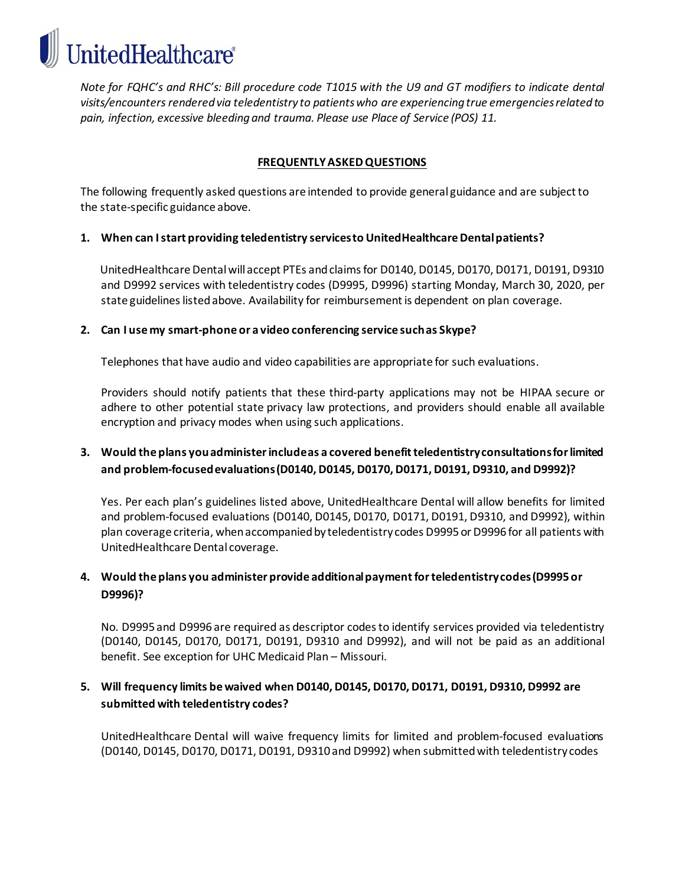*Note for FQHC's and RHC's: Bill procedure code T1015 with the U9 and GT modifiers to indicate dental visits/encounters rendered via teledentistry to patients who are experiencing true emergencies related to pain, infection, excessive bleeding and trauma. Please use Place of Service (POS) 11.*

## FREQUENTLY ASKED QUESTIONS

The following frequently asked questions are intended to provide general guidance and are subject to the state-specific guidance above.

1. **When can I start providing teledentistry services to UnitedHealthcare Dental patients?**

   UnitedHealthcare Dental will accept PTEs and claims for D0140, D0145, D0170, D0171, D0191, D9310 and D9992 services with teledentistry codes (D9995, D9996) starting Monday, March 30, 2020, per state guidelines listed above. Availability for reimbursement is dependent on plan coverage.

2. **Can I use my smart-phone or a video conferencing service such as Skype?**

   Telephones that have audio and video capabilities are appropriate for such evaluations.

   Providers should notify patients that these third-party applications may not be HIPAA secure or adhere to other potential state privacy law protections, and providers should enable all available encryption and privacy modes when using such applications.

3. **Would the plans you administer include as a covered benefit teledentistry consultations for limited and problem-focused evaluations (D0140, D0145, D0170, D0171, D0191, D9310, and D9992)?**

   Yes. Per each plan's guidelines listed above, UnitedHealthcare Dental will allow benefits for limited and problem-focused evaluations (D0140, D0145, D0170, D0171, D0191, D9310, and D9992), within plan coverage criteria, when accompanied by teledentistry codes D9995 or D9996 for all patients with UnitedHealthcare Dental coverage.

4. **Would the plans you administer provide additional payment for teledentistry codes (D9995 or D9996)?**

   No. D9995 and D9996 are required as descriptor codes to identify services provided via teledentistry (D0140, D0145, D0170, D0171, D0191, D9310 and D9992), and will not be paid as an additional benefit. See exception for UHC Medicaid Plan – Missouri.

5. **Will frequency limits be waived when D0140, D0145, D0170, D0171, D0191, D9310, D9992 are submitted with teledentistry codes?**

   UnitedHealthcare Dental will waive frequency limits for limited and problem-focused evaluations (D0140, D0145, D0170, D0171, D0191, D9310 and D9992) when submitted with teledentistry codes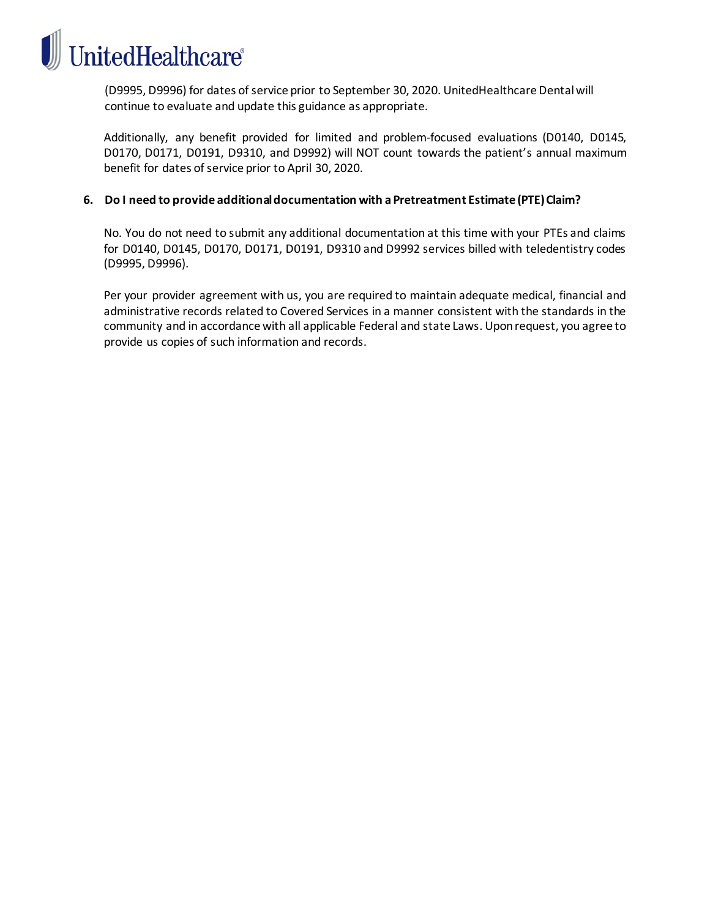(D9995, D9996) for dates of service prior to September 30, 2020. UnitedHealthcare Dental will continue to evaluate and update this guidance as appropriate.

Additionally, any benefit provided for limited and problem-focused evaluations (D0140, D0145, D0170, D0171, D0191, D9310, and D9992) will NOT count towards the patient's annual maximum benefit for dates of service prior to April 30, 2020.

6. **Do I need to provide additional documentation with a Pretreatment Estimate (PTE) Claim?**

   No. You do not need to submit any additional documentation at this time with your PTEs and claims for D0140, D0145, D0170, D0171, D0191, D9310 and D9992 services billed with teledentistry codes (D9995, D9996).

   Per your provider agreement with us, you are required to maintain adequate medical, financial and administrative records related to Covered Services in a manner consistent with the standards in the community and in accordance with all applicable Federal and state Laws. Upon request, you agree to provide us copies of such information and records.